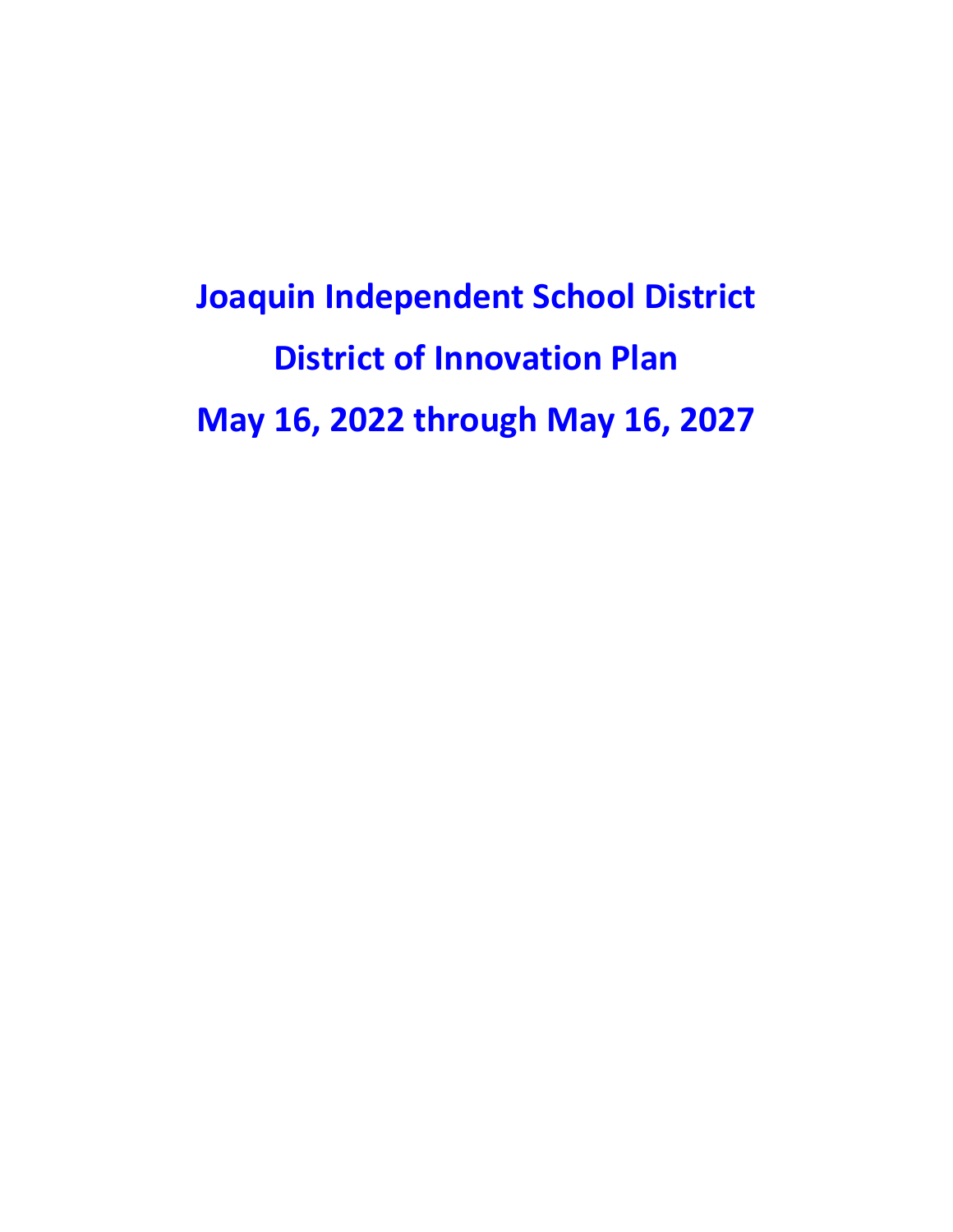# Joaquin Independent School District

# District of Innovation Plan

# May 16, 2022 through May 16, 2027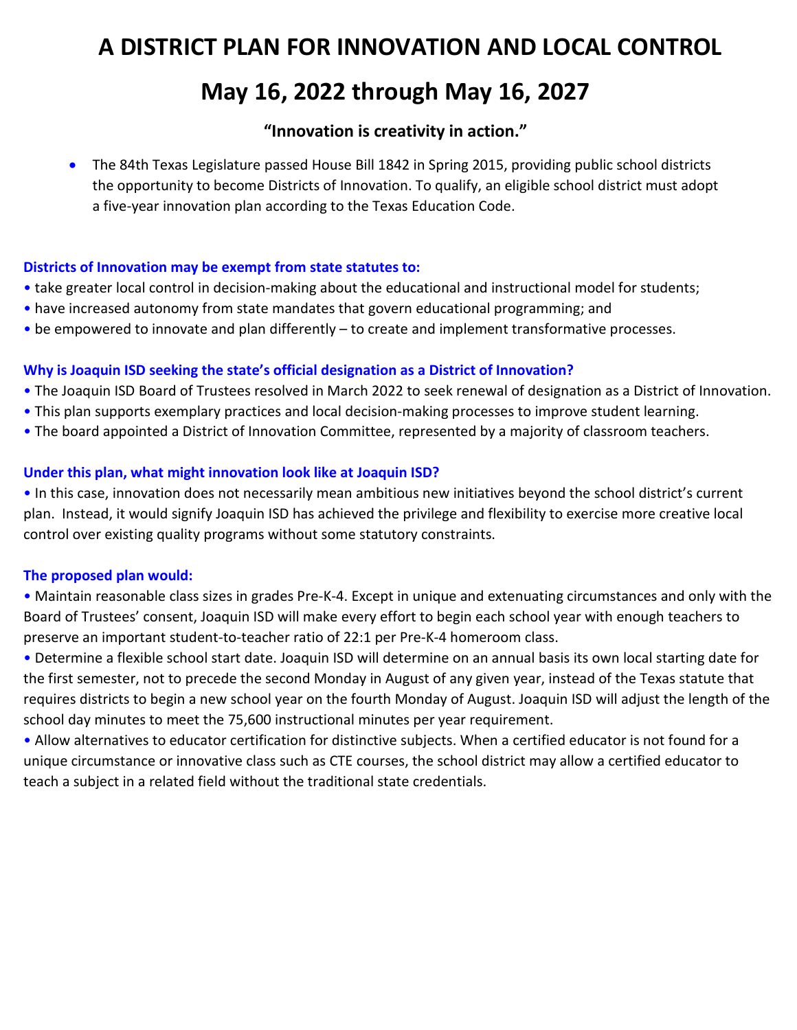# A DISTRICT PLAN FOR INNOVATION AND LOCAL CONTROL

# May 16, 2022 through May 16, 2027

### "Innovation is creativity in action."

- The 84th Texas Legislature passed House Bill 1842 in Spring 2015, providing public school districts the opportunity to become Districts of Innovation. To qualify, an eligible school district must adopt a five-year innovation plan according to the Texas Education Code.

**Districts of Innovation may be exempt from state statutes to:**

- take greater local control in decision-making about the educational and instructional model for students;
- have increased autonomy from state mandates that govern educational programming; and
- be empowered to innovate and plan differently – to create and implement transformative processes.

**Why is Joaquin ISD seeking the state's official designation as a District of Innovation?**

- The Joaquin ISD Board of Trustees resolved in March 2022 to seek renewal of designation as a District of Innovation.
- This plan supports exemplary practices and local decision-making processes to improve student learning.
- The board appointed a District of Innovation Committee, represented by a majority of classroom teachers.

**Under this plan, what might innovation look like at Joaquin ISD?**

- In this case, innovation does not necessarily mean ambitious new initiatives beyond the school district's current plan. Instead, it would signify Joaquin ISD has achieved the privilege and flexibility to exercise more creative local control over existing quality programs without some statutory constraints.

**The proposed plan would:**

- Maintain reasonable class sizes in grades Pre-K-4. Except in unique and extenuating circumstances and only with the Board of Trustees' consent, Joaquin ISD will make every effort to begin each school year with enough teachers to preserve an important student-to-teacher ratio of 22:1 per Pre-K-4 homeroom class.
- Determine a flexible school start date. Joaquin ISD will determine on an annual basis its own local starting date for the first semester, not to precede the second Monday in August of any given year, instead of the Texas statute that requires districts to begin a new school year on the fourth Monday of August. Joaquin ISD will adjust the length of the school day minutes to meet the 75,600 instructional minutes per year requirement.
- Allow alternatives to educator certification for distinctive subjects. When a certified educator is not found for a unique circumstance or innovative class such as CTE courses, the school district may allow a certified educator to teach a subject in a related field without the traditional state credentials.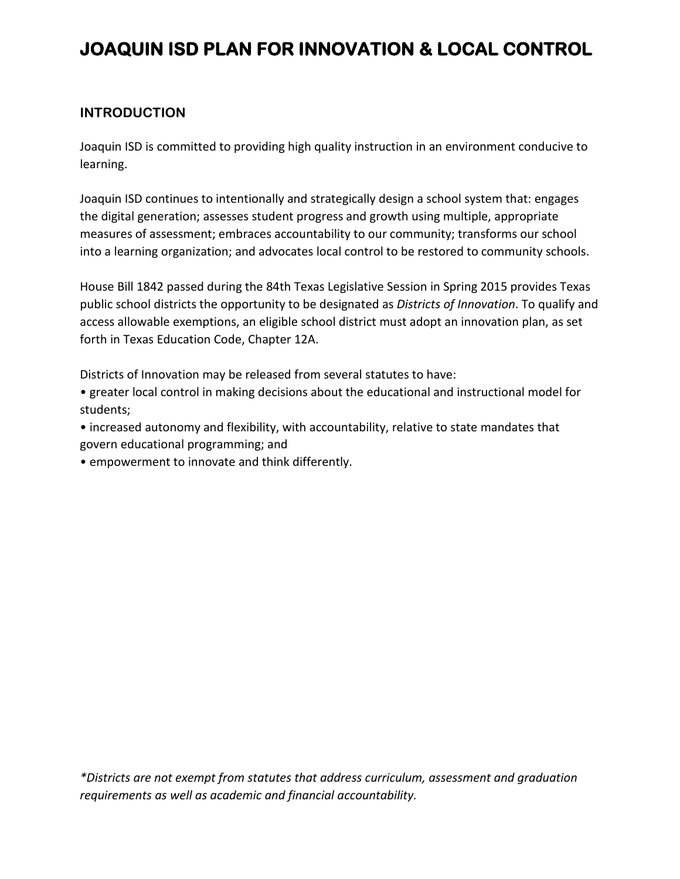# JOAQUIN ISD PLAN FOR INNOVATION & LOCAL CONTROL

## INTRODUCTION

Joaquin ISD is committed to providing high quality instruction in an environment conducive to learning.

Joaquin ISD continues to intentionally and strategically design a school system that: engages the digital generation; assesses student progress and growth using multiple, appropriate measures of assessment; embraces accountability to our community; transforms our school into a learning organization; and advocates local control to be restored to community schools.

House Bill 1842 passed during the 84th Texas Legislative Session in Spring 2015 provides Texas public school districts the opportunity to be designated as *Districts of Innovation*. To qualify and access allowable exemptions, an eligible school district must adopt an innovation plan, as set forth in Texas Education Code, Chapter 12A.

Districts of Innovation may be released from several statutes to have:

- greater local control in making decisions about the educational and instructional model for students;
- increased autonomy and flexibility, with accountability, relative to state mandates that govern educational programming; and
- empowerment to innovate and think differently.

*\*Districts are not exempt from statutes that address curriculum, assessment and graduation requirements as well as academic and financial accountability.*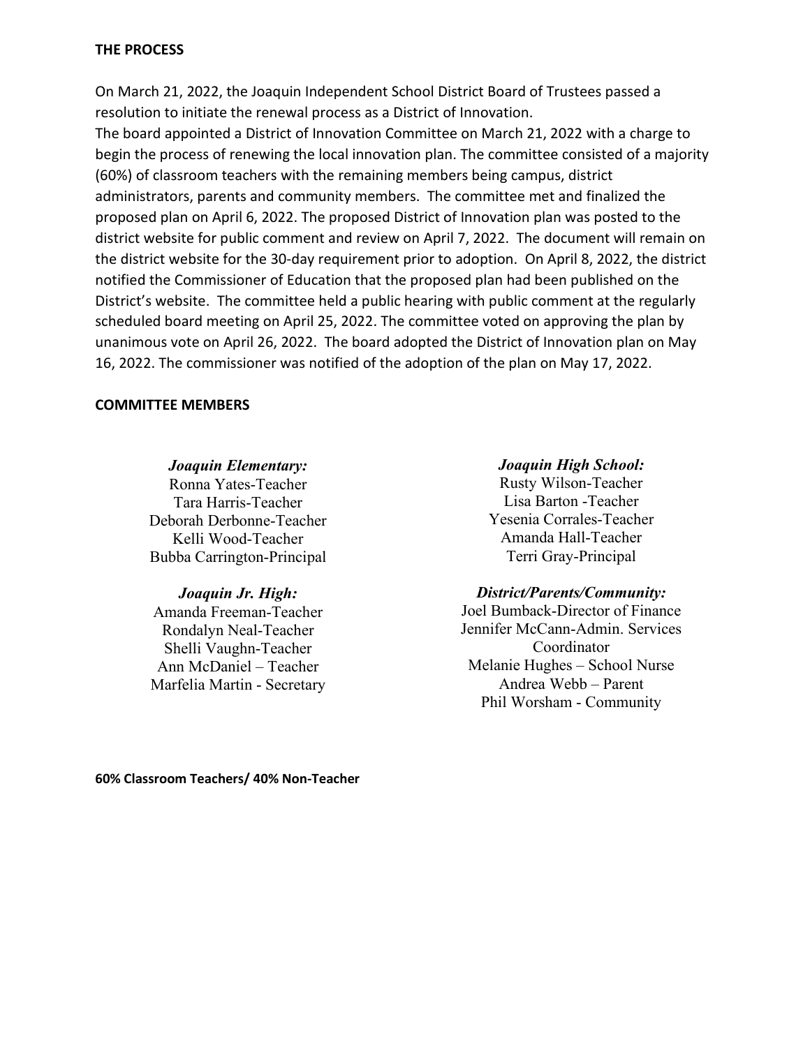## THE PROCESS

On March 21, 2022, the Joaquin Independent School District Board of Trustees passed a resolution to initiate the renewal process as a District of Innovation.
The board appointed a District of Innovation Committee on March 21, 2022 with a charge to begin the process of renewing the local innovation plan. The committee consisted of a majority (60%) of classroom teachers with the remaining members being campus, district administrators, parents and community members. The committee met and finalized the proposed plan on April 6, 2022. The proposed District of Innovation plan was posted to the district website for public comment and review on April 7, 2022. The document will remain on the district website for the 30-day requirement prior to adoption. On April 8, 2022, the district notified the Commissioner of Education that the proposed plan had been published on the District's website. The committee held a public hearing with public comment at the regularly scheduled board meeting on April 25, 2022. The committee voted on approving the plan by unanimous vote on April 26, 2022. The board adopted the District of Innovation plan on May 16, 2022. The commissioner was notified of the adoption of the plan on May 17, 2022.

## COMMITTEE MEMBERS

***Joaquin Elementary:***
Ronna Yates-Teacher
Tara Harris-Teacher
Deborah Derbonne-Teacher
Kelli Wood-Teacher
Bubba Carrington-Principal

***Joaquin Jr. High:***
Amanda Freeman-Teacher
Rondalyn Neal-Teacher
Shelli Vaughn-Teacher
Ann McDaniel – Teacher
Marfelia Martin - Secretary

***Joaquin High School:***
Rusty Wilson-Teacher
Lisa Barton -Teacher
Yesenia Corrales-Teacher
Amanda Hall-Teacher
Terri Gray-Principal

***District/Parents/Community:***
Joel Bumback-Director of Finance
Jennifer McCann-Admin. Services Coordinator
Melanie Hughes – School Nurse
Andrea Webb – Parent
Phil Worsham - Community

**60% Classroom Teachers/ 40% Non-Teacher**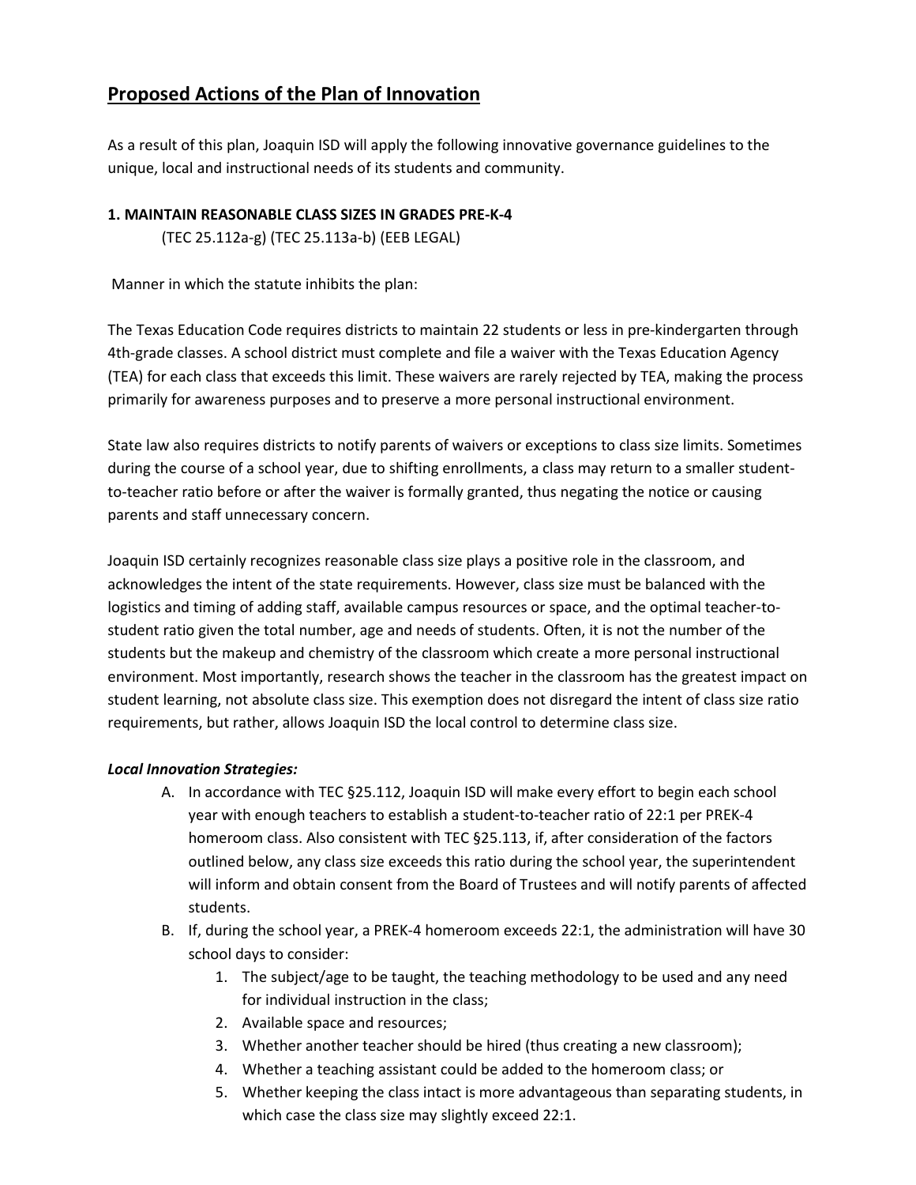## Proposed Actions of the Plan of Innovation

As a result of this plan, Joaquin ISD will apply the following innovative governance guidelines to the unique, local and instructional needs of its students and community.

**1. MAINTAIN REASONABLE CLASS SIZES IN GRADES PRE-K-4**

(TEC 25.112a-g) (TEC 25.113a-b) (EEB LEGAL)

Manner in which the statute inhibits the plan:

The Texas Education Code requires districts to maintain 22 students or less in pre-kindergarten through 4th-grade classes. A school district must complete and file a waiver with the Texas Education Agency (TEA) for each class that exceeds this limit. These waivers are rarely rejected by TEA, making the process primarily for awareness purposes and to preserve a more personal instructional environment.

State law also requires districts to notify parents of waivers or exceptions to class size limits. Sometimes during the course of a school year, due to shifting enrollments, a class may return to a smaller student-to-teacher ratio before or after the waiver is formally granted, thus negating the notice or causing parents and staff unnecessary concern.

Joaquin ISD certainly recognizes reasonable class size plays a positive role in the classroom, and acknowledges the intent of the state requirements. However, class size must be balanced with the logistics and timing of adding staff, available campus resources or space, and the optimal teacher-to-student ratio given the total number, age and needs of students. Often, it is not the number of the students but the makeup and chemistry of the classroom which create a more personal instructional environment. Most importantly, research shows the teacher in the classroom has the greatest impact on student learning, not absolute class size. This exemption does not disregard the intent of class size ratio requirements, but rather, allows Joaquin ISD the local control to determine class size.

***Local Innovation Strategies:***

A. In accordance with TEC §25.112, Joaquin ISD will make every effort to begin each school year with enough teachers to establish a student-to-teacher ratio of 22:1 per PREK-4 homeroom class. Also consistent with TEC §25.113, if, after consideration of the factors outlined below, any class size exceeds this ratio during the school year, the superintendent will inform and obtain consent from the Board of Trustees and will notify parents of affected students.

B. If, during the school year, a PREK-4 homeroom exceeds 22:1, the administration will have 30 school days to consider:
   1. The subject/age to be taught, the teaching methodology to be used and any need for individual instruction in the class;
   2. Available space and resources;
   3. Whether another teacher should be hired (thus creating a new classroom);
   4. Whether a teaching assistant could be added to the homeroom class; or
   5. Whether keeping the class intact is more advantageous than separating students, in which case the class size may slightly exceed 22:1.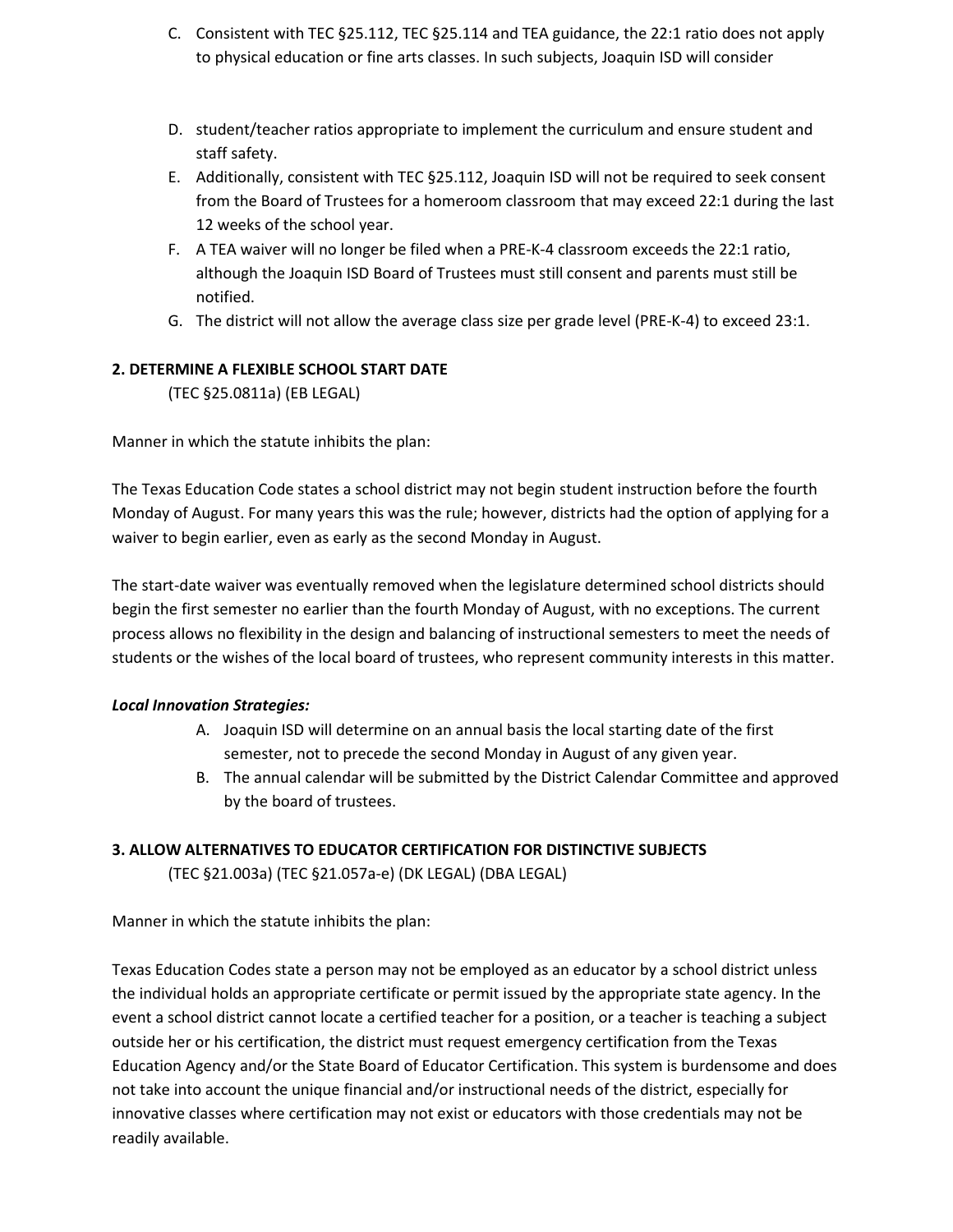C. Consistent with TEC §25.112, TEC §25.114 and TEA guidance, the 22:1 ratio does not apply to physical education or fine arts classes. In such subjects, Joaquin ISD will consider

D. student/teacher ratios appropriate to implement the curriculum and ensure student and staff safety.

E. Additionally, consistent with TEC §25.112, Joaquin ISD will not be required to seek consent from the Board of Trustees for a homeroom classroom that may exceed 22:1 during the last 12 weeks of the school year.

F. A TEA waiver will no longer be filed when a PRE-K-4 classroom exceeds the 22:1 ratio, although the Joaquin ISD Board of Trustees must still consent and parents must still be notified.

G. The district will not allow the average class size per grade level (PRE-K-4) to exceed 23:1.

**2. DETERMINE A FLEXIBLE SCHOOL START DATE**

(TEC §25.0811a) (EB LEGAL)

Manner in which the statute inhibits the plan:

The Texas Education Code states a school district may not begin student instruction before the fourth Monday of August. For many years this was the rule; however, districts had the option of applying for a waiver to begin earlier, even as early as the second Monday in August.

The start-date waiver was eventually removed when the legislature determined school districts should begin the first semester no earlier than the fourth Monday of August, with no exceptions. The current process allows no flexibility in the design and balancing of instructional semesters to meet the needs of students or the wishes of the local board of trustees, who represent community interests in this matter.

***Local Innovation Strategies:***

A. Joaquin ISD will determine on an annual basis the local starting date of the first semester, not to precede the second Monday in August of any given year.

B. The annual calendar will be submitted by the District Calendar Committee and approved by the board of trustees.

**3. ALLOW ALTERNATIVES TO EDUCATOR CERTIFICATION FOR DISTINCTIVE SUBJECTS**

(TEC §21.003a) (TEC §21.057a-e) (DK LEGAL) (DBA LEGAL)

Manner in which the statute inhibits the plan:

Texas Education Codes state a person may not be employed as an educator by a school district unless the individual holds an appropriate certificate or permit issued by the appropriate state agency. In the event a school district cannot locate a certified teacher for a position, or a teacher is teaching a subject outside her or his certification, the district must request emergency certification from the Texas Education Agency and/or the State Board of Educator Certification. This system is burdensome and does not take into account the unique financial and/or instructional needs of the district, especially for innovative classes where certification may not exist or educators with those credentials may not be readily available.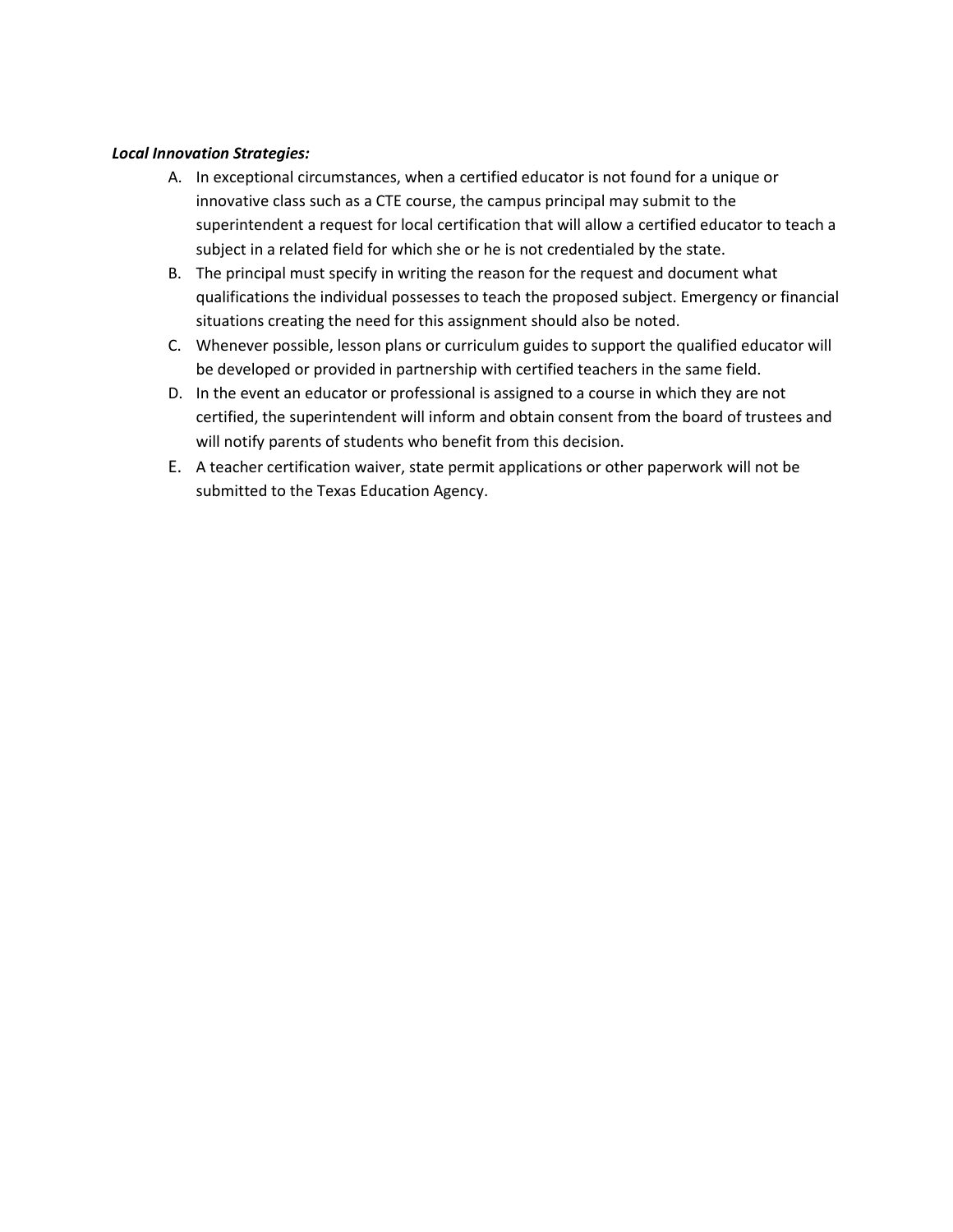***Local Innovation Strategies:***

A. In exceptional circumstances, when a certified educator is not found for a unique or innovative class such as a CTE course, the campus principal may submit to the superintendent a request for local certification that will allow a certified educator to teach a subject in a related field for which she or he is not credentialed by the state.

B. The principal must specify in writing the reason for the request and document what qualifications the individual possesses to teach the proposed subject. Emergency or financial situations creating the need for this assignment should also be noted.

C. Whenever possible, lesson plans or curriculum guides to support the qualified educator will be developed or provided in partnership with certified teachers in the same field.

D. In the event an educator or professional is assigned to a course in which they are not certified, the superintendent will inform and obtain consent from the board of trustees and will notify parents of students who benefit from this decision.

E. A teacher certification waiver, state permit applications or other paperwork will not be submitted to the Texas Education Agency.